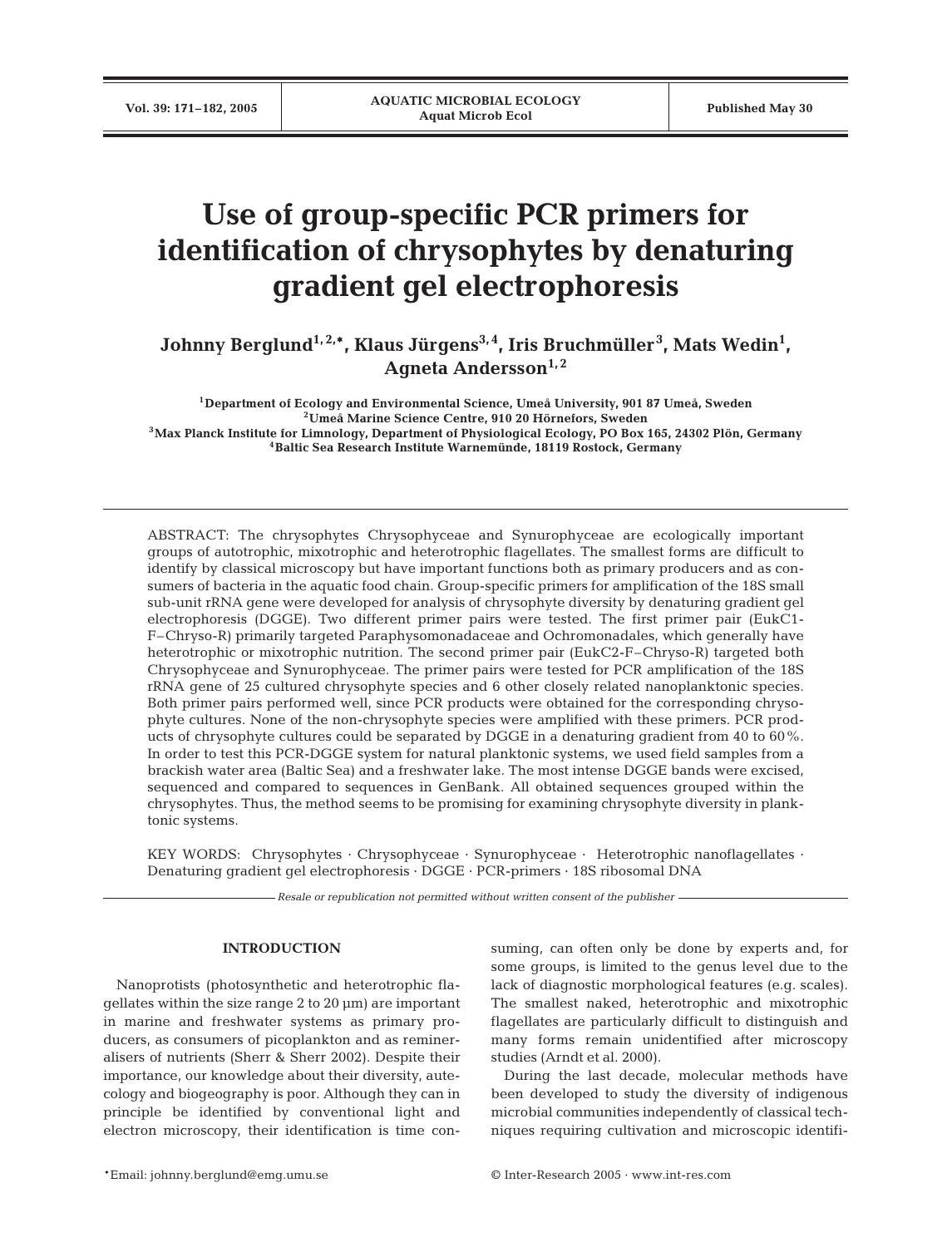# Use of group-specific PCR primers for identification of chrysophytes by denaturing gradient gel electrophoresis

**Johnny Berglund[1,2,*], Klaus Jürgens[3,4], Iris Bruchmüller[3], Mats Wedin[1], Agneta Andersson[1,2]**

[1]Department of Ecology and Environmental Science, Umeå University, 901 87 Umeå, Sweden
[2]Umeå Marine Science Centre, 910 20 Hörnefors, Sweden
[3]Max Planck Institute for Limnology, Department of Physiological Ecology, PO Box 165, 24302 Plön, Germany
[4]Baltic Sea Research Institute Warnemünde, 18119 Rostock, Germany

ABSTRACT: The chrysophytes Chrysophyceae and Synurophyceae are ecologically important groups of autotrophic, mixotrophic and heterotrophic flagellates. The smallest forms are difficult to identify by classical microscopy but have important functions both as primary producers and as consumers of bacteria in the aquatic food chain. Group-specific primers for amplification of the 18S small sub-unit rRNA gene were developed for analysis of chrysophyte diversity by denaturing gradient gel electrophoresis (DGGE). Two different primer pairs were tested. The first primer pair (EukC1-F–Chryso-R) primarily targeted Paraphysomonadaceae and Ochromonadales, which generally have heterotrophic or mixotrophic nutrition. The second primer pair (EukC2-F–Chryso-R) targeted both Chrysophyceae and Synurophyceae. The primer pairs were tested for PCR amplification of the 18S rRNA gene of 25 cultured chrysophyte species and 6 other closely related nanoplanktonic species. Both primer pairs performed well, since PCR products were obtained for the corresponding chrysophyte cultures. None of the non-chrysophyte species were amplified with these primers. PCR products of chrysophyte cultures could be separated by DGGE in a denaturing gradient from 40 to 60%. In order to test this PCR-DGGE system for natural planktonic systems, we used field samples from a brackish water area (Baltic Sea) and a freshwater lake. The most intense DGGE bands were excised, sequenced and compared to sequences in GenBank. All obtained sequences grouped within the chrysophytes. Thus, the method seems to be promising for examining chrysophyte diversity in planktonic systems.

KEY WORDS: Chrysophytes · Chrysophyceae · Synurophyceae · Heterotrophic nanoflagellates · Denaturing gradient gel electrophoresis · DGGE · PCR-primers · 18S ribosomal DNA

*Resale or republication not permitted without written consent of the publisher*

## INTRODUCTION

Nanoprotists (photosynthetic and heterotrophic flagellates within the size range 2 to 20 µm) are important in marine and freshwater systems as primary producers, as consumers of picoplankton and as remineralisers of nutrients (Sherr & Sherr 2002). Despite their importance, our knowledge about their diversity, autecology and biogeography is poor. Although they can in principle be identified by conventional light and electron microscopy, their identification is time consuming, can often only be done by experts and, for some groups, is limited to the genus level due to the lack of diagnostic morphological features (e.g. scales). The smallest naked, heterotrophic and mixotrophic flagellates are particularly difficult to distinguish and many forms remain unidentified after microscopy studies (Arndt et al. 2000).

During the last decade, molecular methods have been developed to study the diversity of indigenous microbial communities independently of classical techniques requiring cultivation and microscopic identifi-

*Email: johnny.berglund@emg.umu.se

© Inter-Research 2005 · www.int-res.com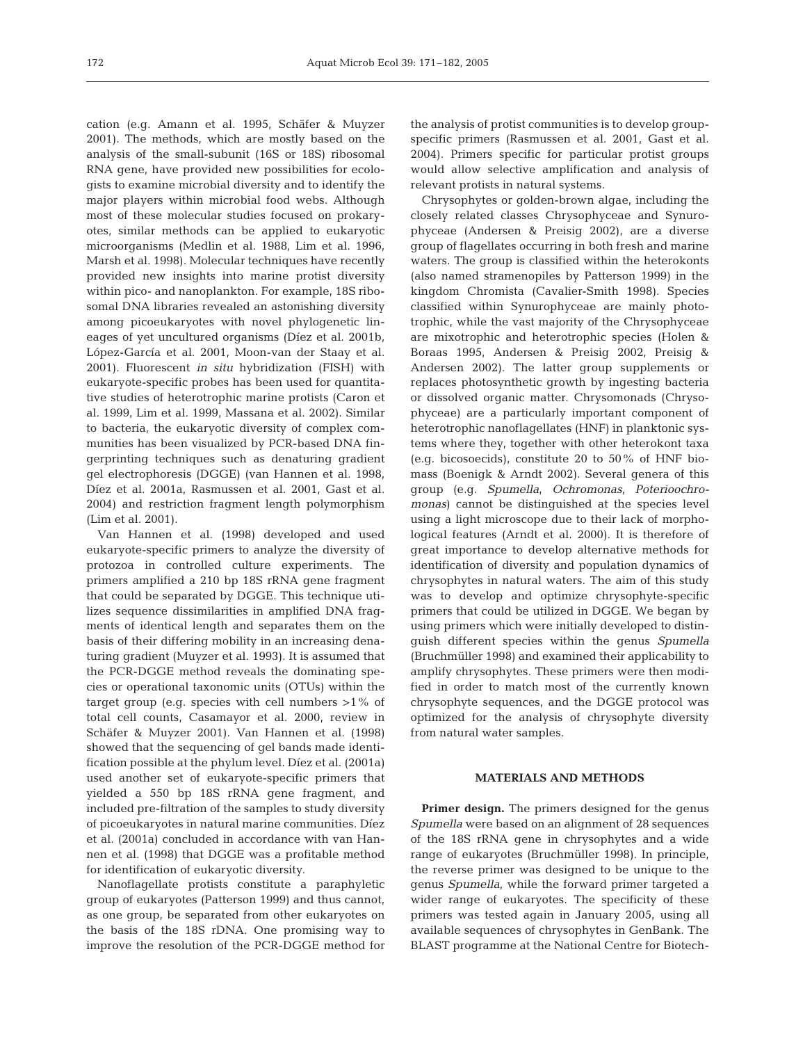cation (e.g. Amann et al. 1995, Schäfer & Muyzer 2001). The methods, which are mostly based on the analysis of the small-subunit (16S or 18S) ribosomal RNA gene, have provided new possibilities for ecologists to examine microbial diversity and to identify the major players within microbial food webs. Although most of these molecular studies focused on prokaryotes, similar methods can be applied to eukaryotic microorganisms (Medlin et al. 1988, Lim et al. 1996, Marsh et al. 1998). Molecular techniques have recently provided new insights into marine protist diversity within pico- and nanoplankton. For example, 18S ribosomal DNA libraries revealed an astonishing diversity among picoeukaryotes with novel phylogenetic lineages of yet uncultured organisms (Díez et al. 2001b, López-García et al. 2001, Moon-van der Staay et al. 2001). Fluorescent *in situ* hybridization (FISH) with eukaryote-specific probes has been used for quantitative studies of heterotrophic marine protists (Caron et al. 1999, Lim et al. 1999, Massana et al. 2002). Similar to bacteria, the eukaryotic diversity of complex communities has been visualized by PCR-based DNA fingerprinting techniques such as denaturing gradient gel electrophoresis (DGGE) (van Hannen et al. 1998, Díez et al. 2001a, Rasmussen et al. 2001, Gast et al. 2004) and restriction fragment length polymorphism (Lim et al. 2001).

Van Hannen et al. (1998) developed and used eukaryote-specific primers to analyze the diversity of protozoa in controlled culture experiments. The primers amplified a 210 bp 18S rRNA gene fragment that could be separated by DGGE. This technique utilizes sequence dissimilarities in amplified DNA fragments of identical length and separates them on the basis of their differing mobility in an increasing denaturing gradient (Muyzer et al. 1993). It is assumed that the PCR-DGGE method reveals the dominating species or operational taxonomic units (OTUs) within the target group (e.g. species with cell numbers >1% of total cell counts, Casamayor et al. 2000, review in Schäfer & Muyzer 2001). Van Hannen et al. (1998) showed that the sequencing of gel bands made identification possible at the phylum level. Díez et al. (2001a) used another set of eukaryote-specific primers that yielded a 550 bp 18S rRNA gene fragment, and included pre-filtration of the samples to study diversity of picoeukaryotes in natural marine communities. Díez et al. (2001a) concluded in accordance with van Hannen et al. (1998) that DGGE was a profitable method for identification of eukaryotic diversity.

Nanoflagellate protists constitute a paraphyletic group of eukaryotes (Patterson 1999) and thus cannot, as one group, be separated from other eukaryotes on the basis of the 18S rDNA. One promising way to improve the resolution of the PCR-DGGE method for the analysis of protist communities is to develop group-specific primers (Rasmussen et al. 2001, Gast et al. 2004). Primers specific for particular protist groups would allow selective amplification and analysis of relevant protists in natural systems.

Chrysophytes or golden-brown algae, including the closely related classes Chrysophyceae and Synurophyceae (Andersen & Preisig 2002), are a diverse group of flagellates occurring in both fresh and marine waters. The group is classified within the heterokonts (also named stramenopiles by Patterson 1999) in the kingdom Chromista (Cavalier-Smith 1998). Species classified within Synurophyceae are mainly phototrophic, while the vast majority of the Chrysophyceae are mixotrophic and heterotrophic species (Holen & Boraas 1995, Andersen & Preisig 2002, Preisig & Andersen 2002). The latter group supplements or replaces photosynthetic growth by ingesting bacteria or dissolved organic matter. Chrysomonads (Chrysophyceae) are a particularly important component of heterotrophic nanoflagellates (HNF) in planktonic systems where they, together with other heterokont taxa (e.g. bicosoecids), constitute 20 to 50% of HNF biomass (Boenigk & Arndt 2002). Several genera of this group (e.g. *Spumella*, *Ochromonas*, *Poterioochromonas*) cannot be distinguished at the species level using a light microscope due to their lack of morphological features (Arndt et al. 2000). It is therefore of great importance to develop alternative methods for identification of diversity and population dynamics of chrysophytes in natural waters. The aim of this study was to develop and optimize chrysophyte-specific primers that could be utilized in DGGE. We began by using primers which were initially developed to distinguish different species within the genus *Spumella* (Bruchmüller 1998) and examined their applicability to amplify chrysophytes. These primers were then modified in order to match most of the currently known chrysophyte sequences, and the DGGE protocol was optimized for the analysis of chrysophyte diversity from natural water samples.

## MATERIALS AND METHODS

**Primer design.** The primers designed for the genus *Spumella* were based on an alignment of 28 sequences of the 18S rRNA gene in chrysophytes and a wide range of eukaryotes (Bruchmüller 1998). In principle, the reverse primer was designed to be unique to the genus *Spumella*, while the forward primer targeted a wider range of eukaryotes. The specificity of these primers was tested again in January 2005, using all available sequences of chrysophytes in GenBank. The BLAST programme at the National Centre for Biotech-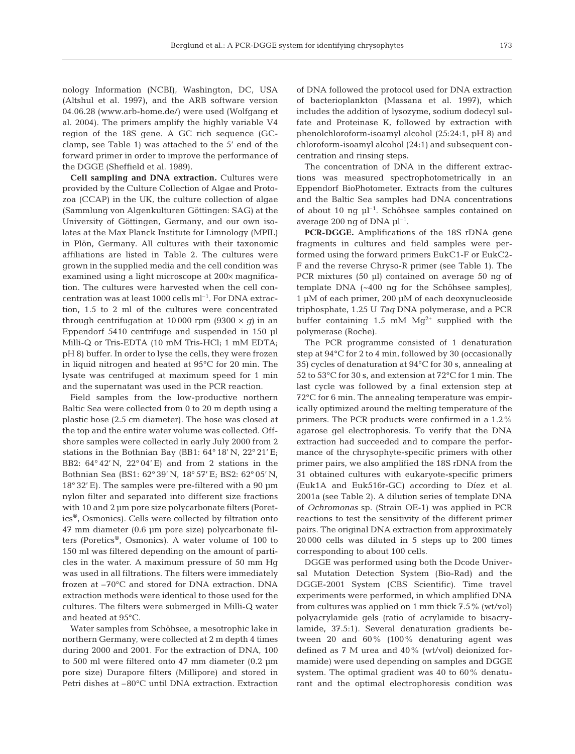nology Information (NCBI), Washington, DC, USA (Altshul et al. 1997), and the ARB software version 04.06.28 (www.arb-home.de/) were used (Wolfgang et al. 2004). The primers amplify the highly variable V4 region of the 18S gene. A GC rich sequence (GC-clamp, see Table 1) was attached to the 5′ end of the forward primer in order to improve the performance of the DGGE (Sheffield et al. 1989).

**Cell sampling and DNA extraction.** Cultures were provided by the Culture Collection of Algae and Protozoa (CCAP) in the UK, the culture collection of algae (Sammlung von Algenkulturen Göttingen: SAG) at the University of Göttingen, Germany, and our own isolates at the Max Planck Institute for Limnology (MPIL) in Plön, Germany. All cultures with their taxonomic affiliations are listed in Table 2. The cultures were grown in the supplied media and the cell condition was examined using a light microscope at 200× magnification. The cultures were harvested when the cell concentration was at least 1000 cells $ml^{-1}$. For DNA extraction, 1.5 to 2 ml of the cultures were concentrated through centrifugation at 10 000 rpm (9300 × *g*) in an Eppendorf 5410 centrifuge and suspended in 150 µl Milli-Q or Tris-EDTA (10 mM Tris-HCl; 1 mM EDTA; pH 8) buffer. In order to lyse the cells, they were frozen in liquid nitrogen and heated at 95°C for 20 min. The lysate was centrifuged at maximum speed for 1 min and the supernatant was used in the PCR reaction.

Field samples from the low-productive northern Baltic Sea were collected from 0 to 20 m depth using a plastic hose (2.5 cm diameter). The hose was closed at the top and the entire water volume was collected. Offshore samples were collected in early July 2000 from 2 stations in the Bothnian Bay (BB1: 64° 18′ N, 22° 21′ E; BB2: 64° 42′ N, 22° 04′ E) and from 2 stations in the Bothnian Sea (BS1: 62° 39′ N, 18° 57′ E; BS2: 62° 05′ N, 18° 32′ E). The samples were pre-filtered with a 90 µm nylon filter and separated into different size fractions with 10 and 2 µm pore size polycarbonate filters (Poretics®, Osmonics). Cells were collected by filtration onto 47 mm diameter (0.6 µm pore size) polycarbonate filters (Poretics®, Osmonics). A water volume of 100 to 150 ml was filtered depending on the amount of particles in the water. A maximum pressure of 50 mm Hg was used in all filtrations. The filters were immediately frozen at –70°C and stored for DNA extraction. DNA extraction methods were identical to those used for the cultures. The filters were submerged in Milli-Q water and heated at 95°C.

Water samples from Schöhsee, a mesotrophic lake in northern Germany, were collected at 2 m depth 4 times during 2000 and 2001. For the extraction of DNA, 100 to 500 ml were filtered onto 47 mm diameter (0.2 µm pore size) Durapore filters (Millipore) and stored in Petri dishes at –80°C until DNA extraction. Extraction of DNA followed the protocol used for DNA extraction of bacterioplankton (Massana et al. 1997), which includes the addition of lysozyme, sodium dodecyl sulfate and Proteinase K, followed by extraction with phenolchloroform-isoamyl alcohol (25:24:1, pH 8) and chloroform-isoamyl alcohol (24:1) and subsequent concentration and rinsing steps.

The concentration of DNA in the different extractions was measured spectrophotometrically in an Eppendorf BioPhotometer. Extracts from the cultures and the Baltic Sea samples had DNA concentrations of about 10 ng $µl^{-1}$. Schöhsee samples contained on average 200 ng of DNA $µl^{-1}$.

**PCR-DGGE.** Amplifications of the 18S rDNA gene fragments in cultures and field samples were performed using the forward primers EukC1-F or EukC2-F and the reverse Chryso-R primer (see Table 1). The PCR mixtures (50 µl) contained on average 50 ng of template DNA (~400 ng for the Schöhsee samples), 1 µM of each primer, 200 µM of each deoxynucleoside triphosphate, 1.25 U *Taq* DNA polymerase, and a PCR buffer containing 1.5 mM $Mg^{2+}$ supplied with the polymerase (Roche).

The PCR programme consisted of 1 denaturation step at 94°C for 2 to 4 min, followed by 30 (occasionally 35) cycles of denaturation at 94°C for 30 s, annealing at 52 to 53°C for 30 s, and extension at 72°C for 1 min. The last cycle was followed by a final extension step at 72°C for 6 min. The annealing temperature was empirically optimized around the melting temperature of the primers. The PCR products were confirmed in a 1.2% agarose gel electrophoresis. To verify that the DNA extraction had succeeded and to compare the performance of the chrysophyte-specific primers with other primer pairs, we also amplified the 18S rDNA from the 31 obtained cultures with eukaryote-specific primers (Euk1A and Euk516r-GC) according to Díez et al. 2001a (see Table 2). A dilution series of template DNA of *Ochromonas* sp. (Strain OE-1) was applied in PCR reactions to test the sensitivity of the different primer pairs. The original DNA extraction from approximately 20 000 cells was diluted in 5 steps up to 200 times corresponding to about 100 cells.

DGGE was performed using both the Dcode Universal Mutation Detection System (Bio-Rad) and the DGGE-2001 System (CBS Scientific). Time travel experiments were performed, in which amplified DNA from cultures was applied on 1 mm thick 7.5% (wt/vol) polyacrylamide gels (ratio of acrylamide to bisacrylamide, 37.5:1). Several denaturation gradients between 20 and 60% (100% denaturing agent was defined as 7 M urea and 40% (wt/vol) deionized formamide) were used depending on samples and DGGE system. The optimal gradient was 40 to 60% denaturant and the optimal electrophoresis condition was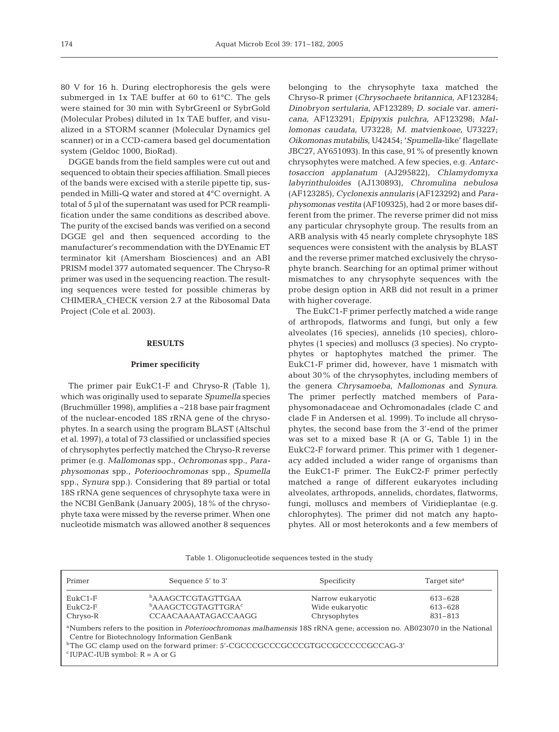80 V for 16 h. During electrophoresis the gels were submerged in 1x TAE buffer at 60 to 61°C. The gels were stained for 30 min with SybrGreenI or SybrGold (Molecular Probes) diluted in 1x TAE buffer, and visualized in a STORM scanner (Molecular Dynamics gel scanner) or in a CCD-camera based gel documentation system (Geldoc 1000, BioRad).

DGGE bands from the field samples were cut out and sequenced to obtain their species affiliation. Small pieces of the bands were excised with a sterile pipette tip, suspended in Milli-Q water and stored at 4°C overnight. A total of 5 µl of the supernatant was used for PCR reamplification under the same conditions as described above. The purity of the excised bands was verified on a second DGGE gel and then sequenced according to the manufacturer's recommendation with the DYEnamic ET terminator kit (Amersham Biosciences) and an ABI PRISM model 377 automated sequencer. The Chryso-R primer was used in the sequencing reaction. The resulting sequences were tested for possible chimeras by CHIMERA_CHECK version 2.7 at the Ribosomal Data Project (Cole et al. 2003).

## RESULTS

### Primer specificity

The primer pair EukC1-F and Chryso-R (Table 1), which was originally used to separate *Spumella* species (Bruchmüller 1998), amplifies a ~218 base pair fragment of the nuclear-encoded 18S rRNA gene of the chrysophytes. In a search using the program BLAST (Altschul et al. 1997), a total of 73 classified or unclassified species of chrysophytes perfectly matched the Chryso-R reverse primer (e.g. *Mallomonas* spp., *Ochromonas* spp., *Paraphysomonas* spp., *Poterioochromonas* spp., *Spumella* spp., *Synura* spp.). Considering that 89 partial or total 18S rRNA gene sequences of chrysophyte taxa were in the NCBI GenBank (January 2005), 18% of the chrysophyte taxa were missed by the reverse primer. When one nucleotide mismatch was allowed another 8 sequences belonging to the chrysophyte taxa matched the Chryso-R primer (*Chrysochaete britannica*, AF123284; *Dinobryon sertularia*, AF123289; *D. sociale* var. *americana*, AF123291; *Epipyxis pulchra*, AF123298; *Mallomonas caudata*, U73228; *M. matvienkoae*, U73227; *Oikomonas mutabilis*, U42454; '*Spumella*-like' flagellate JBC27, AY651093). In this case, 91% of presently known chrysophytes were matched. A few species, e.g. *Antarctosaccion applanatum* (AJ295822), *Chlamydomyxa labyrinthuloides* (AJ130893), *Chromulina nebulosa* (AF123285), *Cyclonexis annularis* (AF123292) and *Paraphysomonas vestita* (AF109325), had 2 or more bases different from the primer. The reverse primer did not miss any particular chrysophyte group. The results from an ARB analysis with 45 nearly complete chrysophyte 18S sequences were consistent with the analysis by BLAST and the reverse primer matched exclusively the chrysophyte branch. Searching for an optimal primer without mismatches to any chrysophyte sequences with the probe design option in ARB did not result in a primer with higher coverage.

The EukC1-F primer perfectly matched a wide range of arthropods, flatworms and fungi, but only a few alveolates (16 species), annelids (10 species), chlorophytes (1 species) and molluscs (3 species). No cryptophytes or haptophytes matched the primer. The EukC1-F primer did, however, have 1 mismatch with about 30% of the chrysophytes, including members of the genera *Chrysamoeba*, *Mallomonas* and *Synura*. The primer perfectly matched members of Paraphysomonadaceae and Ochromonadales (clade C and clade F in Andersen et al. 1999). To include all chrysophytes, the second base from the 3'-end of the primer was set to a mixed base R (A or G, Table 1) in the EukC2-F forward primer. This primer with 1 degeneracy added included a wider range of organisms than the EukC1-F primer. The EukC2-F primer perfectly matched a range of different eukaryotes including alveolates, arthropods, annelids, chordates, flatworms, fungi, molluscs and members of Viridieplantae (e.g. chlorophytes). The primer did not match any haptophytes. All or most heterokonts and a few members of

Table 1. Oligonucleotide sequences tested in the study

| Primer | Sequence 5' to 3' | Specificity | Target site[a] |
|---|---|---|---|
| EukC1-F | [b]AAAGCTCGTAGTTGAA | Narrow eukaryotic | 613–628 |
| EukC2-F | [b]AAAGCTCGTAGTTGRA[c] | Wide eukaryotic | 613–628 |
| Chryso-R | CCAACAAAATAGACCAAGG | Chrysophytes | 831–813 |

[a]Numbers refers to the position in *Poterioochromonas malhamensis* 18S rRNA gene; accession no. AB023070 in the National Centre for Biotechnology Information GenBank
[b]The GC clamp used on the forward primer: 5'-CGCCCGCCCGCCCGTGCCGCCCCCGCCAG-3'
[c]IUPAC-IUB symbol: R = A or G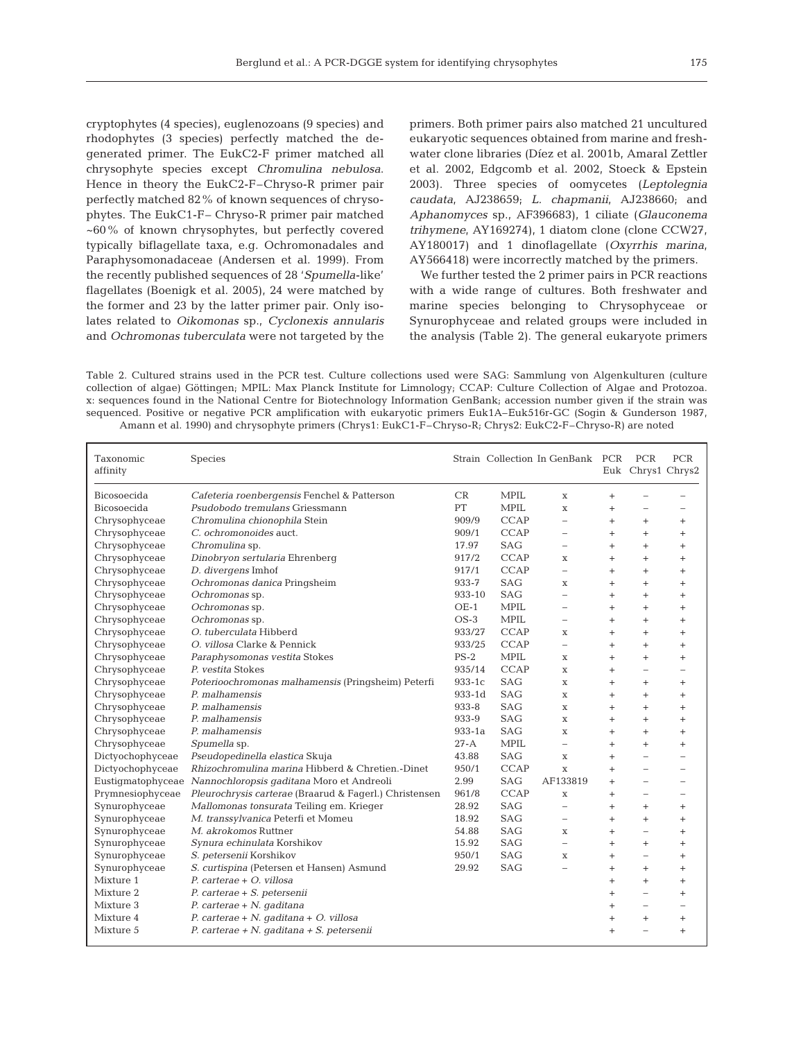cryptophytes (4 species), euglenozoans (9 species) and rhodophytes (3 species) perfectly matched the degenerated primer. The EukC2-F primer matched all chrysophyte species except *Chromulina nebulosa*. Hence in theory the EukC2-F–Chryso-R primer pair perfectly matched 82% of known sequences of chrysophytes. The EukC1-F– Chryso-R primer pair matched ~60% of known chrysophytes, but perfectly covered typically biflagellate taxa, e.g. Ochromonadales and Paraphysomonadaceae (Andersen et al. 1999). From the recently published sequences of 28 '*Spumella*-like' flagellates (Boenigk et al. 2005), 24 were matched by the former and 23 by the latter primer pair. Only isolates related to *Oikomonas* sp., *Cyclonexis annularis* and *Ochromonas tuberculata* were not targeted by the primers. Both primer pairs also matched 21 uncultured eukaryotic sequences obtained from marine and freshwater clone libraries (Díez et al. 2001b, Amaral Zettler et al. 2002, Edgcomb et al. 2002, Stoeck & Epstein 2003). Three species of oomycetes (*Leptolegnia caudata*, AJ238659; *L. chapmanii*, AJ238660; and *Aphanomyces* sp., AF396683), 1 ciliate (*Glauconema trihymene*, AY169274), 1 diatom clone (clone CCW27, AY180017) and 1 dinoflagellate (*Oxyrrhis marina*, AY566418) were incorrectly matched by the primers.

We further tested the 2 primer pairs in PCR reactions with a wide range of cultures. Both freshwater and marine species belonging to Chrysophyceae or Synurophyceae and related groups were included in the analysis (Table 2). The general eukaryote primers

Table 2. Cultured strains used in the PCR test. Culture collections used were SAG: Sammlung von Algenkulturen (culture collection of algae) Göttingen; MPIL: Max Planck Institute for Limnology; CCAP: Culture Collection of Algae and Protozoa. x: sequences found in the National Centre for Biotechnology Information GenBank; accession number given if the strain was sequenced. Positive or negative PCR amplification with eukaryotic primers Euk1A–Euk516r-GC (Sogin & Gunderson 1987, Amann et al. 1990) and chrysophyte primers (Chrys1: EukC1-F–Chryso-R; Chrys2: EukC2-F–Chryso-R) are noted

| Taxonomic affinity | Species | Strain | Collection | In GenBank | PCR Euk | PCR Chrys1 | PCR Chrys2 |
|---|---|---|---|---|---|---|---|
| Bicosoecida | *Cafeteria roenbergensis* Fenchel & Patterson | CR | MPIL | x | + | – | – |
| Bicosoecida | *Psudobodo tremulans* Griessmann | PT | MPIL | x | + | – | – |
| Chrysophyceae | *Chromulina chionophila* Stein | 909/9 | CCAP | – | + | + | + |
| Chrysophyceae | *C. ochromonoides* auct. | 909/1 | CCAP | – | + | + | + |
| Chrysophyceae | *Chromulina* sp. | 17.97 | SAG | – | + | + | + |
| Chrysophyceae | *Dinobryon sertularia* Ehrenberg | 917/2 | CCAP | x | + | + | + |
| Chrysophyceae | *D. divergens* Imhof | 917/1 | CCAP | – | + | + | + |
| Chrysophyceae | *Ochromonas danica* Pringsheim | 933-7 | SAG | x | + | + | + |
| Chrysophyceae | *Ochromonas* sp. | 933-10 | SAG | – | + | + | + |
| Chrysophyceae | *Ochromonas* sp. | OE-1 | MPIL | – | + | + | + |
| Chrysophyceae | *Ochromonas* sp. | OS-3 | MPIL | – | + | + | + |
| Chrysophyceae | *O. tuberculata* Hibberd | 933/27 | CCAP | x | + | + | + |
| Chrysophyceae | *O. villosa* Clarke & Pennick | 933/25 | CCAP | – | + | + | + |
| Chrysophyceae | *Paraphysomonas vestita* Stokes | PS-2 | MPIL | x | + | + | + |
| Chrysophyceae | *P. vestita* Stokes | 935/14 | CCAP | x | + | – | – |
| Chrysophyceae | *Poterioochromonas malhamensis* (Pringsheim) Peterfi | 933-1c | SAG | x | + | + | + |
| Chrysophyceae | *P. malhamensis* | 933-1d | SAG | x | + | + | + |
| Chrysophyceae | *P. malhamensis* | 933-8 | SAG | x | + | + | + |
| Chrysophyceae | *P. malhamensis* | 933-9 | SAG | x | + | + | + |
| Chrysophyceae | *P. malhamensis* | 933-1a | SAG | x | + | + | + |
| Chrysophyceae | *Spumella* sp. | 27-A | MPIL | – | + | + | + |
| Dictyochophyceae | *Pseudopedinella elastica* Skuja | 43.88 | SAG | x | + | – | – |
| Dictyochophyceae | *Rhizochromulina marina* Hibberd & Chretien.-Dinet | 950/1 | CCAP | x | + | – | – |
| Eustigmatophyceae | *Nannochloropsis gaditana* Moro et Andreoli | 2.99 | SAG | AF133819 | + | – | – |
| Prymnesiophyceae | *Pleurochrysis carterae* (Braarud & Fagerl.) Christensen | 961/8 | CCAP | x | + | – | – |
| Synurophyceae | *Mallomonas tonsurata* Teiling em. Krieger | 28.92 | SAG | – | + | + | + |
| Synurophyceae | *M. transsylvanica* Peterfi et Momeu | 18.92 | SAG | – | + | + | + |
| Synurophyceae | *M. akrokomos* Ruttner | 54.88 | SAG | x | + | – | + |
| Synurophyceae | *Synura echinulata* Korshikov | 15.92 | SAG | – | + | + | + |
| Synurophyceae | *S. petersenii* Korshikov | 950/1 | SAG | x | + | – | + |
| Synurophyceae | *S. curtispina* (Petersen et Hansen) Asmund | 29.92 | SAG | – | + | + | + |
| Mixture 1 | *P. carterae* + *O. villosa* | | | | + | + | + |
| Mixture 2 | *P. carterae* + *S. petersenii* | | | | + | – | + |
| Mixture 3 | *P. carterae* + *N. gaditana* | | | | + | – | – |
| Mixture 4 | *P. carterae* + *N. gaditana* + *O. villosa* | | | | + | + | + |
| Mixture 5 | *P. carterae* + *N. gaditana* + *S. petersenii* | | | | + | – | + |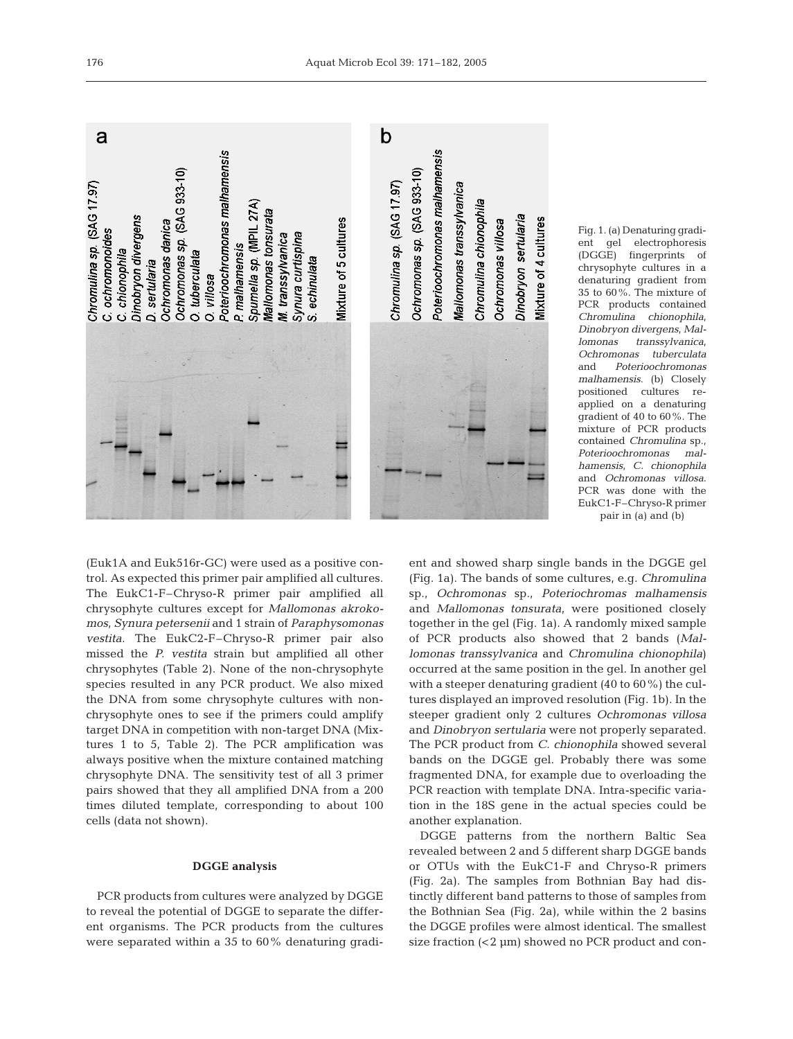Fig. 1. (a) Denaturing gradient gel electrophoresis (DGGE) fingerprints of chrysophyte cultures in a denaturing gradient from 35 to 60%. The mixture of PCR products contained *Chromulina chionophila*, *Dinobryon divergens*, *Mallomonas transsylvanica*, *Ochromonas tuberculata* and *Poterioochromonas malhamensis*. (b) Closely positioned cultures re-applied on a denaturing gradient of 40 to 60%. The mixture of PCR products contained *Chromulina* sp., *Poterioochromonas malhamensis*, *C. chionophila* and *Ochromonas villosa*. PCR was done with the EukC1-F–Chryso-R primer pair in (a) and (b)

(Euk1A and Euk516r-GC) were used as a positive control. As expected this primer pair amplified all cultures. The EukC1-F–Chryso-R primer pair amplified all chrysophyte cultures except for *Mallomonas akrokomos*, *Synura petersenii* and 1 strain of *Paraphysomonas vestita*. The EukC2-F–Chryso-R primer pair also missed the *P. vestita* strain but amplified all other chrysophytes (Table 2). None of the non-chrysophyte species resulted in any PCR product. We also mixed the DNA from some chrysophyte cultures with non-chrysophyte ones to see if the primers could amplify target DNA in competition with non-target DNA (Mixtures 1 to 5, Table 2). The PCR amplification was always positive when the mixture contained matching chrysophyte DNA. The sensitivity test of all 3 primer pairs showed that they all amplified DNA from a 200 times diluted template, corresponding to about 100 cells (data not shown).

### DGGE analysis

PCR products from cultures were analyzed by DGGE to reveal the potential of DGGE to separate the different organisms. The PCR products from the cultures were separated within a 35 to 60% denaturing gradient and showed sharp single bands in the DGGE gel (Fig. 1a). The bands of some cultures, e.g. *Chromulina* sp., *Ochromonas* sp., *Poteriochromas malhamensis* and *Mallomonas tonsurata*, were positioned closely together in the gel (Fig. 1a). A randomly mixed sample of PCR products also showed that 2 bands (*Mallomonas transsylvanica* and *Chromulina chionophila*) occurred at the same position in the gel. In another gel with a steeper denaturing gradient (40 to 60%) the cultures displayed an improved resolution (Fig. 1b). In the steeper gradient only 2 cultures *Ochromonas villosa* and *Dinobryon sertularia* were not properly separated. The PCR product from *C. chionophila* showed several bands on the DGGE gel. Probably there was some fragmented DNA, for example due to overloading the PCR reaction with template DNA. Intra-specific variation in the 18S gene in the actual species could be another explanation.

DGGE patterns from the northern Baltic Sea revealed between 2 and 5 different sharp DGGE bands or OTUs with the EukC1-F and Chryso-R primers (Fig. 2a). The samples from Bothnian Bay had distinctly different band patterns to those of samples from the Bothnian Sea (Fig. 2a), while within the 2 basins the DGGE profiles were almost identical. The smallest size fraction (<2 µm) showed no PCR product and con-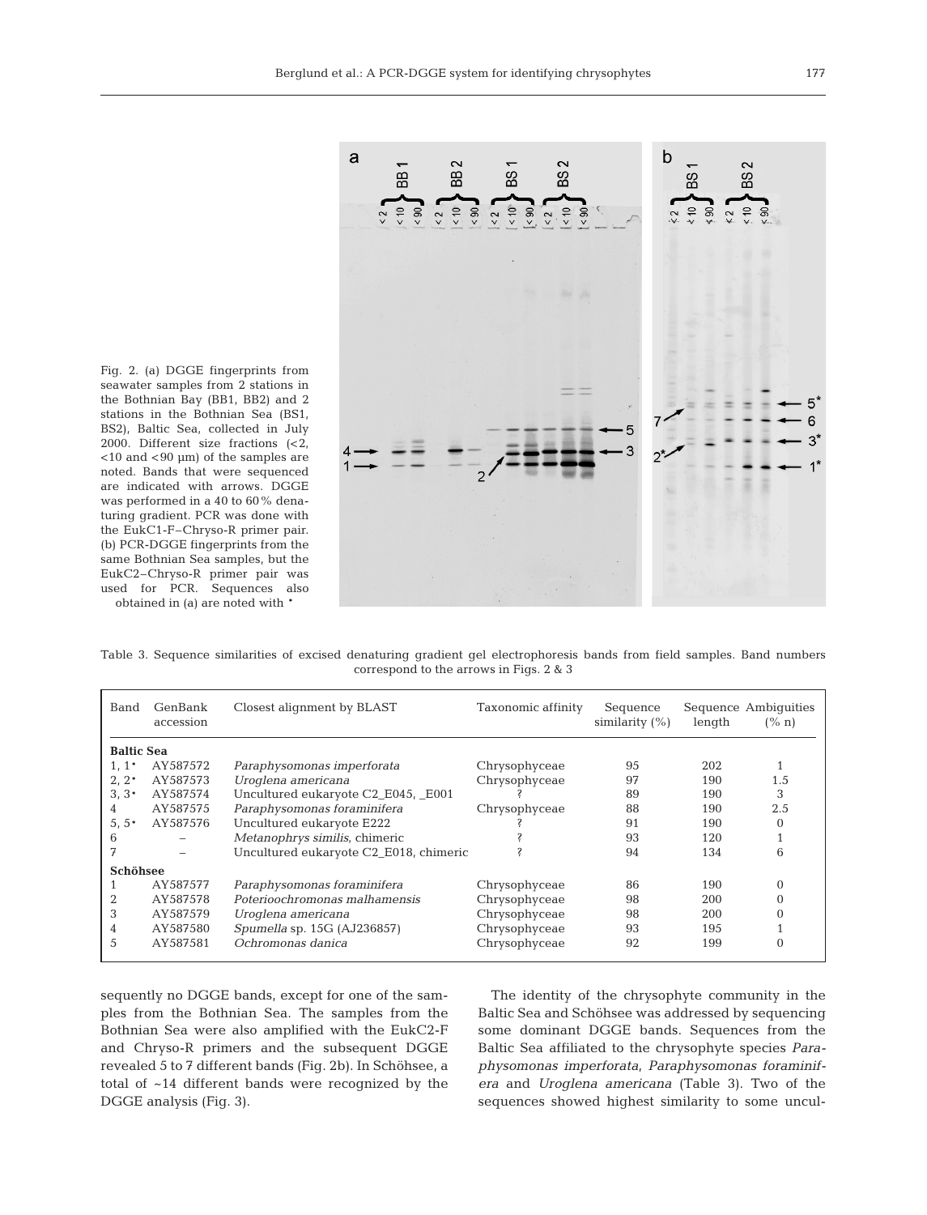Fig. 2. (a) DGGE fingerprints from seawater samples from 2 stations in the Bothnian Bay (BB1, BB2) and 2 stations in the Bothnian Sea (BS1, BS2), Baltic Sea, collected in July 2000. Different size fractions (<2, <10 and <90 µm) of the samples are noted. Bands that were sequenced are indicated with arrows. DGGE was performed in a 40 to 60% denaturing gradient. PCR was done with the EukC1-F–Chryso-R primer pair. (b) PCR-DGGE fingerprints from the same Bothnian Sea samples, but the EukC2–Chryso-R primer pair was used for PCR. Sequences also obtained in (a) are noted with *

Table 3. Sequence similarities of excised denaturing gradient gel electrophoresis bands from field samples. Band numbers correspond to the arrows in Figs. 2 & 3

| Band | GenBank accession | Closest alignment by BLAST | Taxonomic affinity | Sequence similarity (%) | Sequence length | Ambiguities (% n) |
|---|---|---|---|---|---|---|
| **Baltic Sea** | | | | | | |
| 1, 1* | AY587572 | *Paraphysomonas imperforata* | Chrysophyceae | 95 | 202 | 1 |
| 2, 2* | AY587573 | *Uroglena americana* | Chrysophyceae | 97 | 190 | 1.5 |
| 3, 3* | AY587574 | Uncultured eukaryote C2_E045, _E001 | ? | 89 | 190 | 3 |
| 4 | AY587575 | *Paraphysomonas foraminifera* | Chrysophyceae | 88 | 190 | 2.5 |
| 5, 5* | AY587576 | Uncultured eukaryote E222 | ? | 91 | 190 | 0 |
| 6 | – | *Metanophrys similis*, chimeric | ? | 93 | 120 | 1 |
| 7 | – | Uncultured eukaryote C2_E018, chimeric | ? | 94 | 134 | 6 |
| **Schöhsee** | | | | | | |
| 1 | AY587577 | *Paraphysomonas foraminifera* | Chrysophyceae | 86 | 190 | 0 |
| 2 | AY587578 | *Poterioochromonas malhamensis* | Chrysophyceae | 98 | 200 | 0 |
| 3 | AY587579 | *Uroglena americana* | Chrysophyceae | 98 | 200 | 0 |
| 4 | AY587580 | *Spumella* sp. 15G (AJ236857) | Chrysophyceae | 93 | 195 | 1 |
| 5 | AY587581 | *Ochromonas danica* | Chrysophyceae | 92 | 199 | 0 |

sequently no DGGE bands, except for one of the samples from the Bothnian Sea. The samples from the Bothnian Sea were also amplified with the EukC2-F and Chryso-R primers and the subsequent DGGE revealed 5 to 7 different bands (Fig. 2b). In Schöhsee, a total of ~14 different bands were recognized by the DGGE analysis (Fig. 3).

The identity of the chrysophyte community in the Baltic Sea and Schöhsee was addressed by sequencing some dominant DGGE bands. Sequences from the Baltic Sea affiliated to the chrysophyte species *Paraphysomonas imperforata*, *Paraphysomonas foraminifera* and *Uroglena americana* (Table 3). Two of the sequences showed highest similarity to some uncul-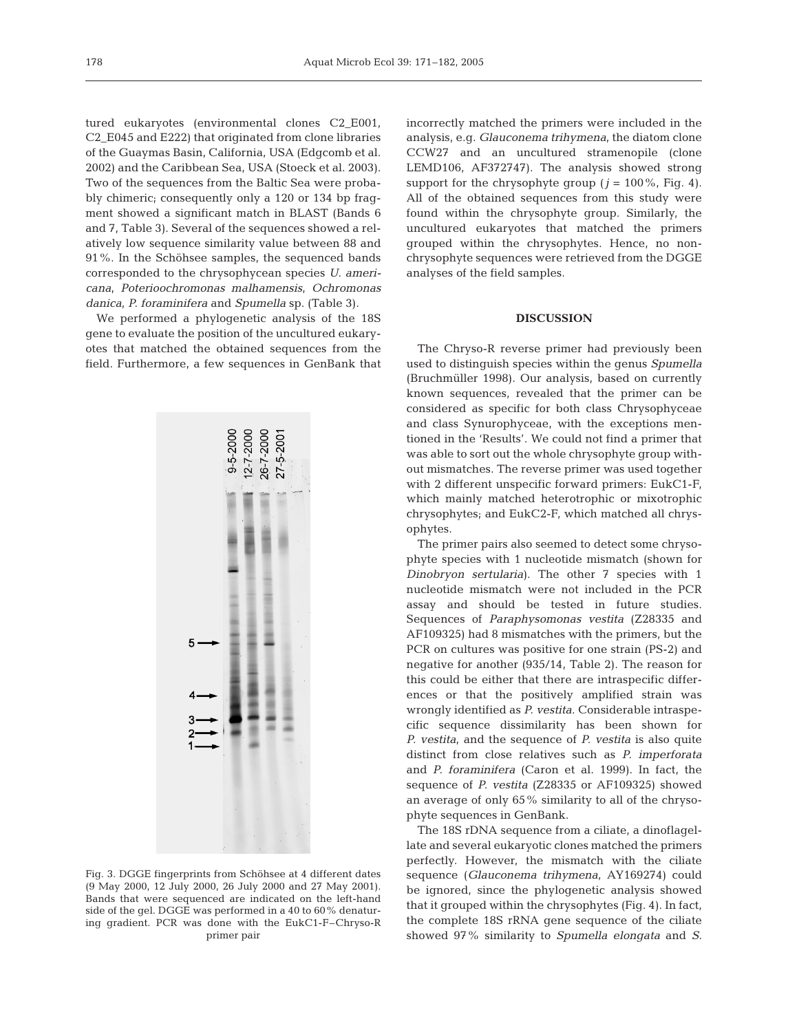tured eukaryotes (environmental clones C2_E001, C2_E045 and E222) that originated from clone libraries of the Guaymas Basin, California, USA (Edgcomb et al. 2002) and the Caribbean Sea, USA (Stoeck et al. 2003). Two of the sequences from the Baltic Sea were probably chimeric; consequently only a 120 or 134 bp fragment showed a significant match in BLAST (Bands 6 and 7, Table 3). Several of the sequences showed a relatively low sequence similarity value between 88 and 91%. In the Schöhsee samples, the sequenced bands corresponded to the chrysophycean species *U. americana*, *Poterioochromonas malhamensis*, *Ochromonas danica*, *P. foraminifera* and *Spumella* sp. (Table 3).

We performed a phylogenetic analysis of the 18S gene to evaluate the position of the uncultured eukaryotes that matched the obtained sequences from the field. Furthermore, a few sequences in GenBank that incorrectly matched the primers were included in the analysis, e.g. *Glauconema trihymena*, the diatom clone CCW27 and an uncultured stramenopile (clone LEMD106, AF372747). The analysis showed strong support for the chrysophyte group ($j$ = 100%, Fig. 4). All of the obtained sequences from this study were found within the chrysophyte group. Similarly, the uncultured eukaryotes that matched the primers grouped within the chrysophytes. Hence, no non-chrysophyte sequences were retrieved from the DGGE analyses of the field samples.

Fig. 3. DGGE fingerprints from Schöhsee at 4 different dates (9 May 2000, 12 July 2000, 26 July 2000 and 27 May 2001). Bands that were sequenced are indicated on the left-hand side of the gel. DGGE was performed in a 40 to 60% denaturing gradient. PCR was done with the EukC1-F–Chryso-R primer pair

## DISCUSSION

The Chryso-R reverse primer had previously been used to distinguish species within the genus *Spumella* (Bruchmüller 1998). Our analysis, based on currently known sequences, revealed that the primer can be considered as specific for both class Chrysophyceae and class Synurophyceae, with the exceptions mentioned in the 'Results'. We could not find a primer that was able to sort out the whole chrysophyte group without mismatches. The reverse primer was used together with 2 different unspecific forward primers: EukC1-F, which mainly matched heterotrophic or mixotrophic chrysophytes; and EukC2-F, which matched all chrysophytes.

The primer pairs also seemed to detect some chrysophyte species with 1 nucleotide mismatch (shown for *Dinobryon sertularia*). The other 7 species with 1 nucleotide mismatch were not included in the PCR assay and should be tested in future studies. Sequences of *Paraphysomonas vestita* (Z28335 and AF109325) had 8 mismatches with the primers, but the PCR on cultures was positive for one strain (PS-2) and negative for another (935/14, Table 2). The reason for this could be either that there are intraspecific differences or that the positively amplified strain was wrongly identified as *P. vestita*. Considerable intraspecific sequence dissimilarity has been shown for *P. vestita*, and the sequence of *P. vestita* is also quite distinct from close relatives such as *P. imperforata* and *P. foraminifera* (Caron et al. 1999). In fact, the sequence of *P. vestita* (Z28335 or AF109325) showed an average of only 65% similarity to all of the chrysophyte sequences in GenBank.

The 18S rDNA sequence from a ciliate, a dinoflagellate and several eukaryotic clones matched the primers perfectly. However, the mismatch with the ciliate sequence (*Glauconema trihymena*, AY169274) could be ignored, since the phylogenetic analysis showed that it grouped within the chrysophytes (Fig. 4). In fact, the complete 18S rRNA gene sequence of the ciliate showed 97% similarity to *Spumella elongata* and *S.*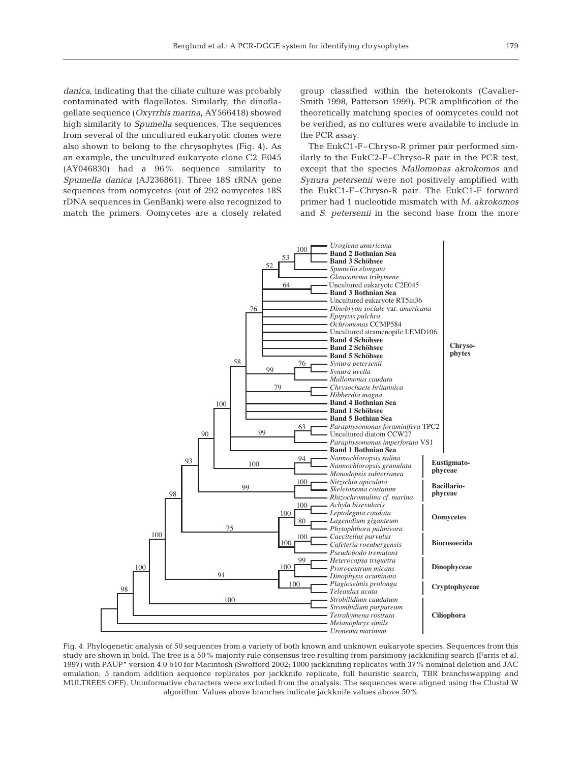*danica*, indicating that the ciliate culture was probably contaminated with flagellates. Similarly, the dinoflagellate sequence (*Oxyrrhis marina*, AY566418) showed high similarity to *Spumella* sequences. The sequences from several of the uncultured eukaryotic clones were also shown to belong to the chrysophytes (Fig. 4). As an example, the uncultured eukaryote clone C2_E045 (AY046830) had a 96% sequence similarity to *Spumella danica* (AJ236861). Three 18S rRNA gene sequences from oomycetes (out of 292 oomycetes 18S rDNA sequences in GenBank) were also recognized to match the primers. Oomycetes are a closely related group classified within the heterokonts (Cavalier-Smith 1998, Patterson 1999). PCR amplification of the theoretically matching species of oomycetes could not be verified, as no cultures were available to include in the PCR assay.

The EukC1-F–Chryso-R primer pair performed similarly to the EukC2-F–Chryso-R pair in the PCR test, except that the species *Mallomonas akrokomos* and *Synura petersenii* were not positively amplified with the EukC1-F–Chryso-R pair. The EukC1-F forward primer had 1 nucleotide mismatch with *M. akrokomos* and *S. petersenii* in the second base from the more

Fig. 4. Phylogenetic analysis of 50 sequences from a variety of both known and unknown eukaryote species. Sequences from this study are shown in bold. The tree is a 50% majority rule consensus tree resulting from parsimony jackknifing search (Farris et al. 1997) with PAUP* version 4.0 b10 for Macintosh (Swofford 2002; 1000 jackknifing replicates with 37% nominal deletion and JAC emulation; 5 random addition sequence replicates per jackknife replicate, full heuristic search, TBR branchswapping and MULTREES OFF). Uninformative characters were excluded from the analysis. The sequences were aligned using the Clustal W algorithm. Values above branches indicate jackknife values above 50%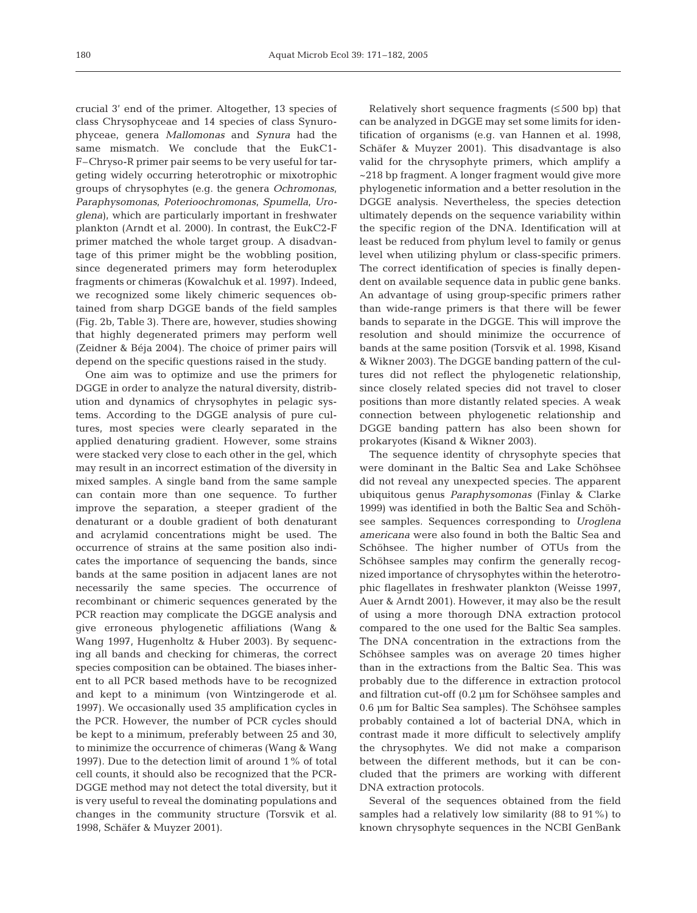crucial 3′ end of the primer. Altogether, 13 species of class Chrysophyceae and 14 species of class Synurophyceae, genera *Mallomonas* and *Synura* had the same mismatch. We conclude that the EukC1-F–Chryso-R primer pair seems to be very useful for targeting widely occurring heterotrophic or mixotrophic groups of chrysophytes (e.g. the genera *Ochromonas*, *Paraphysomonas*, *Poterioochromonas*, *Spumella*, *Uroglena*), which are particularly important in freshwater plankton (Arndt et al. 2000). In contrast, the EukC2-F primer matched the whole target group. A disadvantage of this primer might be the wobbling position, since degenerated primers may form heteroduplex fragments or chimeras (Kowalchuk et al. 1997). Indeed, we recognized some likely chimeric sequences obtained from sharp DGGE bands of the field samples (Fig. 2b, Table 3). There are, however, studies showing that highly degenerated primers may perform well (Zeidner & Béja 2004). The choice of primer pairs will depend on the specific questions raised in the study.

One aim was to optimize and use the primers for DGGE in order to analyze the natural diversity, distribution and dynamics of chrysophytes in pelagic systems. According to the DGGE analysis of pure cultures, most species were clearly separated in the applied denaturing gradient. However, some strains were stacked very close to each other in the gel, which may result in an incorrect estimation of the diversity in mixed samples. A single band from the same sample can contain more than one sequence. To further improve the separation, a steeper gradient of the denaturant or a double gradient of both denaturant and acrylamid concentrations might be used. The occurrence of strains at the same position also indicates the importance of sequencing the bands, since bands at the same position in adjacent lanes are not necessarily the same species. The occurrence of recombinant or chimeric sequences generated by the PCR reaction may complicate the DGGE analysis and give erroneous phylogenetic affiliations (Wang & Wang 1997, Hugenholtz & Huber 2003). By sequencing all bands and checking for chimeras, the correct species composition can be obtained. The biases inherent to all PCR based methods have to be recognized and kept to a minimum (von Wintzingerode et al. 1997). We occasionally used 35 amplification cycles in the PCR. However, the number of PCR cycles should be kept to a minimum, preferably between 25 and 30, to minimize the occurrence of chimeras (Wang & Wang 1997). Due to the detection limit of around 1% of total cell counts, it should also be recognized that the PCR-DGGE method may not detect the total diversity, but it is very useful to reveal the dominating populations and changes in the community structure (Torsvik et al. 1998, Schäfer & Muyzer 2001).

Relatively short sequence fragments (≤500 bp) that can be analyzed in DGGE may set some limits for identification of organisms (e.g. van Hannen et al. 1998, Schäfer & Muyzer 2001). This disadvantage is also valid for the chrysophyte primers, which amplify a ~218 bp fragment. A longer fragment would give more phylogenetic information and a better resolution in the DGGE analysis. Nevertheless, the species detection ultimately depends on the sequence variability within the specific region of the DNA. Identification will at least be reduced from phylum level to family or genus level when utilizing phylum or class-specific primers. The correct identification of species is finally dependent on available sequence data in public gene banks. An advantage of using group-specific primers rather than wide-range primers is that there will be fewer bands to separate in the DGGE. This will improve the resolution and should minimize the occurrence of bands at the same position (Torsvik et al. 1998, Kisand & Wikner 2003). The DGGE banding pattern of the cultures did not reflect the phylogenetic relationship, since closely related species did not travel to closer positions than more distantly related species. A weak connection between phylogenetic relationship and DGGE banding pattern has also been shown for prokaryotes (Kisand & Wikner 2003).

The sequence identity of chrysophyte species that were dominant in the Baltic Sea and Lake Schöhsee did not reveal any unexpected species. The apparent ubiquitous genus *Paraphysomonas* (Finlay & Clarke 1999) was identified in both the Baltic Sea and Schöhsee samples. Sequences corresponding to *Uroglena americana* were also found in both the Baltic Sea and Schöhsee. The higher number of OTUs from the Schöhsee samples may confirm the generally recognized importance of chrysophytes within the heterotrophic flagellates in freshwater plankton (Weisse 1997, Auer & Arndt 2001). However, it may also be the result of using a more thorough DNA extraction protocol compared to the one used for the Baltic Sea samples. The DNA concentration in the extractions from the Schöhsee samples was on average 20 times higher than in the extractions from the Baltic Sea. This was probably due to the difference in extraction protocol and filtration cut-off (0.2 µm for Schöhsee samples and 0.6 µm for Baltic Sea samples). The Schöhsee samples probably contained a lot of bacterial DNA, which in contrast made it more difficult to selectively amplify the chrysophytes. We did not make a comparison between the different methods, but it can be concluded that the primers are working with different DNA extraction protocols.

Several of the sequences obtained from the field samples had a relatively low similarity (88 to 91%) to known chrysophyte sequences in the NCBI GenBank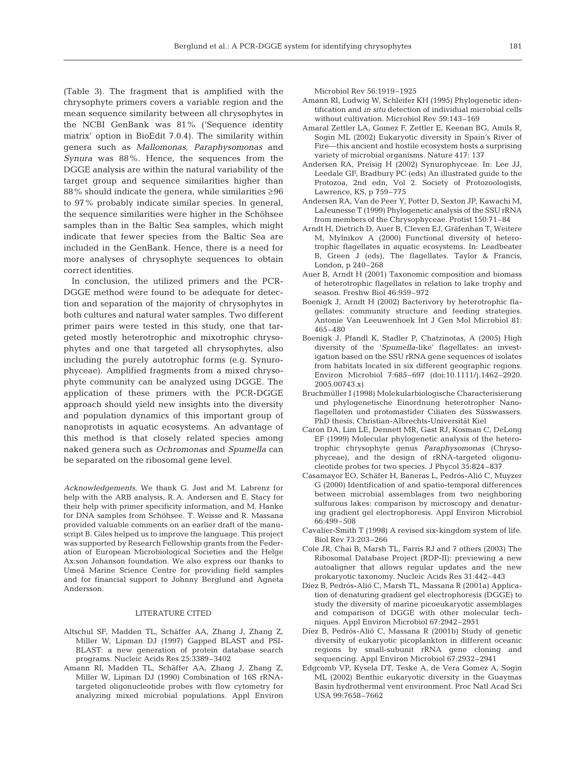(Table 3). The fragment that is amplified with the chrysophyte primers covers a variable region and the mean sequence similarity between all chrysophytes in the NCBI GenBank was 81% ('Sequence identity matrix' option in BioEdit 7.0.4). The similarity within genera such as *Mallomonas*, *Paraphysomonas* and *Synura* was 88%. Hence, the sequences from the DGGE analysis are within the natural variability of the target group and sequence similarities higher than 88% should indicate the genera, while similarities ≥96 to 97% probably indicate similar species. In general, the sequence similarities were higher in the Schöhsee samples than in the Baltic Sea samples, which might indicate that fewer species from the Baltic Sea are included in the GenBank. Hence, there is a need for more analyses of chrysophyte sequences to obtain correct identities.

In conclusion, the utilized primers and the PCR-DGGE method were found to be adequate for detection and separation of the majority of chrysophytes in both cultures and natural water samples. Two different primer pairs were tested in this study, one that targeted mostly heterotrophic and mixotrophic chrysophytes and one that targeted all chrysophytes, also including the purely autotrophic forms (e.g. Synurophyceae). Amplified fragments from a mixed chrysophyte community can be analyzed using DGGE. The application of these primers with the PCR-DGGE approach should yield new insights into the diversity and population dynamics of this important group of nanoprotists in aquatic ecosystems. An advantage of this method is that closely related species among naked genera such as *Ochromonas* and *Spumella* can be separated on the ribosomal gene level.

*Acknowledgements*. We thank G. Jost and M. Labrenz for help with the ARB analysis, R. A. Andersen and E. Stacy for their help with primer specificity information, and M. Hanke for DNA samples from Schöhsee. T. Weisse and R. Massana provided valuable comments on an earlier draft of the manuscript B. Giles helped us to improve the language. This project was supported by Research Fellowship grants from the Federation of European Microbiological Societies and the Helge Ax:son Johanson foundation. We also express our thanks to Umeå Marine Science Centre for providing field samples and for financial support to Johnny Berglund and Agneta Andersson.

## LITERATURE CITED

Altschul SF, Madden TL, Schäffer AA, Zhang J, Zhang Z, Miller W, Lipman DJ (1997) Gapped BLAST and PSI-BLAST: a new generation of protein database search programs. Nucleic Acids Res 25:3389–3402

Amann RI, Madden TL, Schäffer AA, Zhang J, Zhang Z, Miller W, Lipman DJ (1990) Combination of 16S rRNA-targeted oligonucleotide probes with flow cytometry for analyzing mixed microbial populations. Appl Environ Microbiol Rev 56:1919–1925

Amann RI, Ludwig W, Schleifer KH (1995) Phylogenetic identification and *in situ* detection of individual microbial cells without cultivation. Microbiol Rev 59:143–169

Amaral Zettler LA, Gomez F, Zettler E, Keenan BG, Amils R, Sogin ML (2002) Eukaryotic diversity in Spain's River of Fire—this ancient and hostile ecosystem hosts a surprising variety of microbial organisms. Nature 417: 137

Andersen RA, Preisig H (2002) Synurophyceae. In: Lee JJ, Leedale GF, Bradbury PC (eds) An illustrated guide to the Protozoa, 2nd edn, Vol 2. Society of Protozoologists, Lawrence, KS, p 759–775

Andersen RA, Van de Peer Y, Potter D, Sexton JP, Kawachi M, LaJeunesse T (1999) Phylogenetic analysis of the SSU rRNA from members of the Chrysophyceae. Protist 150:71–84

Arndt H, Dietrich D, Auer B, Cleven EJ, Gräfenhan T, Weitere M, Mylnikov A (2000) Functional diversity of heterotrophic flagellates in aquatic ecosystems. In: Leadbeater B, Green J (eds), The flagellates. Taylor & Francis, London, p 240–268

Auer B, Arndt H (2001) Taxonomic composition and biomass of heterotrophic flagellates in relation to lake trophy and season. Freshw Biol 46:959–972

Boenigk J, Arndt H (2002) Bacterivory by heterotrophic flagellates: community structure and feeding strategies. Antonie Van Leeuwenhoek Int J Gen Mol Microbiol 81: 465–480

Boenigk J, Pfandl K, Stadler P, Chatzinotas, A (2005) High diversity of the '*Spumella*-like' flagellates: an investigation based on the SSU rRNA gene sequences of isolates from habitats located in six different geographic regions. Environ Microbiol 7:685–697 (doi:10.1111/j.1462–2920. 2005.00743.x)

Bruchmüller I (1998) Molekularbiologische Characterisierung und phylogenetische Einordnung heterotropher Nanoflagellaten und protomastider Ciliaten des Süsswassers. PhD thesis, Christian-Albrechts-Universität Kiel

Caron DA, Lim LE, Dennett MR, Gast RJ, Kosman C, DeLong EF (1999) Molecular phylogenetic analysis of the heterotrophic chrysophyte genus *Paraphysomonas* (Chrysophyceae), and the design of rRNA-targeted oligonucleotide probes for two species. J Phycol 35:824–837

Casamayor EO, Schäfer H, Baneras L, Pedrós-Alió C, Muyzer G (2000) Identification of and spatio-temporal differences between microbial assemblages from two neighboring sulfurous lakes: comparison by microscopy and denaturing gradient gel electrophoresis. Appl Environ Microbiol 66:499–508

Cavalier-Smith T (1998) A revised six-kingdom system of life. Biol Rev 73:203–266

Cole JR, Chai B, Marsh TL, Farris RJ and 7 others (2003) The Ribosomal Database Project (RDP-II): previewing a new autoaligner that allows regular updates and the new prokaryotic taxonomy. Nucleic Acids Res 31:442–443

Díez B, Pedrós-Alió C, Marsh TL, Massana R (2001a) Application of denaturing gradient gel electrophoresis (DGGE) to study the diversity of marine picoeukaryotic assemblages and comparison of DGGE with other molecular techniques. Appl Environ Microbiol 67:2942–2951

Díez B, Pedrós-Alió C, Massana R (2001b) Study of genetic diversity of eukaryotic picoplankton in different oceanic regions by small-subunit rRNA gene cloning and sequencing. Appl Environ Microbiol 67:2932–2941

Edgcomb VP, Kysela DT, Teske A, de Vera Gomez A, Sogin ML (2002) Benthic eukaryotic diversity in the Guaymas Basin hydrothermal vent environment. Proc Natl Acad Sci USA 99:7658–7662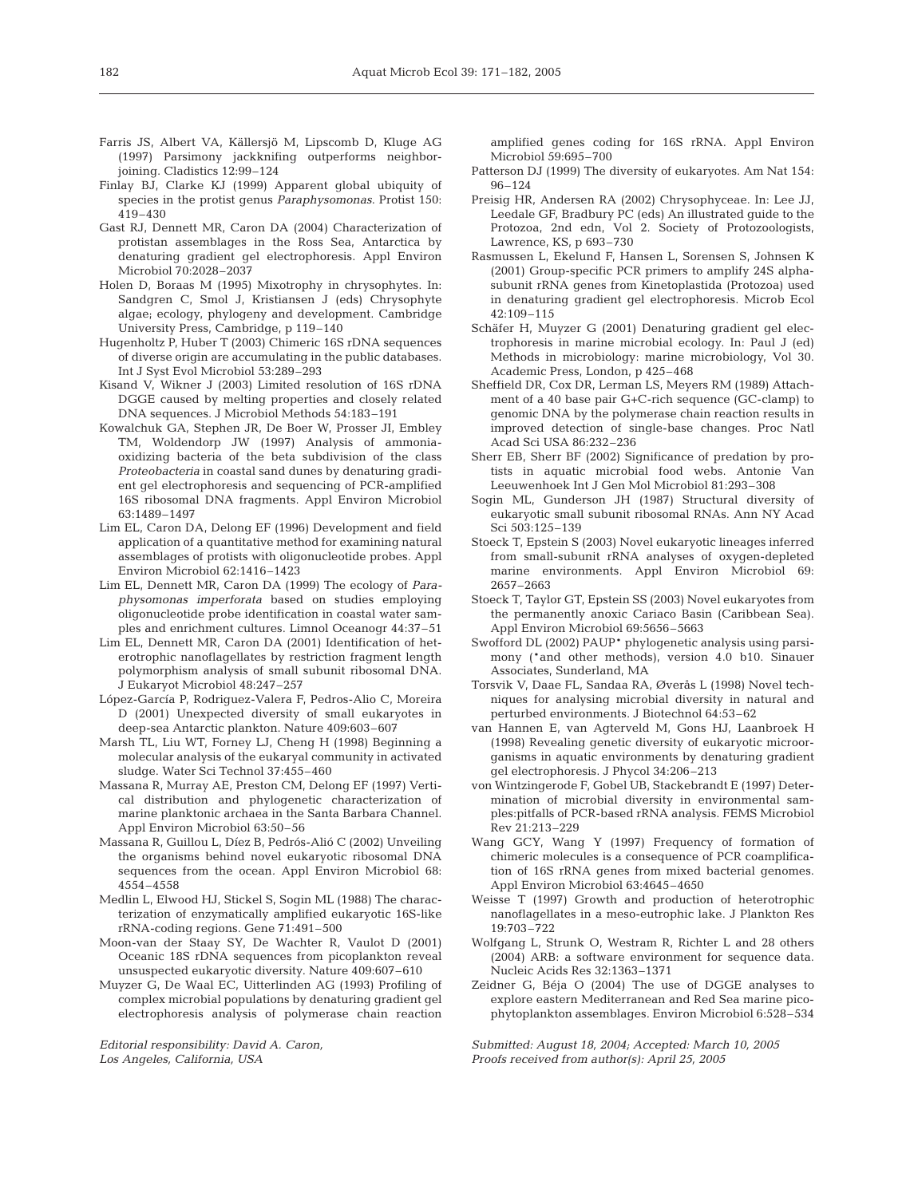Farris JS, Albert VA, Källersjö M, Lipscomb D, Kluge AG (1997) Parsimony jackknifing outperforms neighbor-joining. Cladistics 12:99–124

Finlay BJ, Clarke KJ (1999) Apparent global ubiquity of species in the protist genus *Paraphysomonas*. Protist 150: 419–430

Gast RJ, Dennett MR, Caron DA (2004) Characterization of protistan assemblages in the Ross Sea, Antarctica by denaturing gradient gel electrophoresis. Appl Environ Microbiol 70:2028–2037

Holen D, Boraas M (1995) Mixotrophy in chrysophytes. In: Sandgren C, Smol J, Kristiansen J (eds) Chrysophyte algae; ecology, phylogeny and development. Cambridge University Press, Cambridge, p 119–140

Hugenholtz P, Huber T (2003) Chimeric 16S rRNA sequences of diverse origin are accumulating in the public databases. Int J Syst Evol Microbiol 53:289–293

Kisand V, Wikner J (2003) Limited resolution of 16S rDNA DGGE caused by melting properties and closely related DNA sequences. J Microbiol Methods 54:183–191

Kowalchuk GA, Stephen JR, De Boer W, Prosser JI, Embley TM, Woldendorp JW (1997) Analysis of ammonia-oxidizing bacteria of the beta subdivision of the class *Proteobacteria* in coastal sand dunes by denaturing gradient gel electrophoresis and sequencing of PCR-amplified 16S ribosomal DNA fragments. Appl Environ Microbiol 63:1489–1497

Lim EL, Caron DA, Delong EF (1996) Development and field application of a quantitative method for examining natural assemblages of protists with oligonucleotide probes. Appl Environ Microbiol 62:1416–1423

Lim EL, Dennett MR, Caron DA (1999) The ecology of *Paraphysomonas imperforata* based on studies employing oligonucleotide probe identification in coastal water samples and enrichment cultures. Limnol Oceanogr 44:37–51

Lim EL, Dennett MR, Caron DA (2001) Identification of heterotrophic nanoflagellates by restriction fragment length polymorphism analysis of small subunit ribosomal DNA. J Eukaryot Microbiol 48:247–257

López-García P, Rodriguez-Valera F, Pedros-Alio C, Moreira D (2001) Unexpected diversity of small eukaryotes in deep-sea Antarctic plankton. Nature 409:603–607

Marsh TL, Liu WT, Forney LJ, Cheng H (1998) Beginning a molecular analysis of the eukaryal community in activated sludge. Water Sci Technol 37:455–460

Massana R, Murray AE, Preston CM, Delong EF (1997) Vertical distribution and phylogenetic characterization of marine planktonic archaea in the Santa Barbara Channel. Appl Environ Microbiol 63:50–56

Massana R, Guillou L, Díez B, Pedrós-Alió C (2002) Unveiling the organisms behind novel eukaryotic ribosomal DNA sequences from the ocean. Appl Environ Microbiol 68: 4554–4558

Medlin L, Elwood HJ, Stickel S, Sogin ML (1988) The characterization of enzymatically amplified eukaryotic 16S-like rRNA-coding regions. Gene 71:491–500

Moon-van der Staay SY, De Wachter R, Vaulot D (2001) Oceanic 18S rDNA sequences from picoplankton reveal unsuspected eukaryotic diversity. Nature 409:607–610

Muyzer G, De Waal EC, Uitterlinden AG (1993) Profiling of complex microbial populations by denaturing gradient gel electrophoresis analysis of polymerase chain reaction amplified genes coding for 16S rRNA. Appl Environ Microbiol 59:695–700

Patterson DJ (1999) The diversity of eukaryotes. Am Nat 154: 96–124

Preisig HR, Andersen RA (2002) Chrysophyceae. In: Lee JJ, Leedale GF, Bradbury PC (eds) An illustrated guide to the Protozoa, 2nd edn, Vol 2. Society of Protozoologists, Lawrence, KS, p 693–730

Rasmussen L, Ekelund F, Hansen L, Sorensen S, Johnsen K (2001) Group-specific PCR primers to amplify 24S alpha-subunit rRNA genes from Kinetoplastida (Protozoa) used in denaturing gradient gel electrophoresis. Microb Ecol 42:109–115

Schäfer H, Muyzer G (2001) Denaturing gradient gel electrophoresis in marine microbial ecology. In: Paul J (ed) Methods in microbiology: marine microbiology, Vol 30. Academic Press, London, p 425–468

Sheffield DR, Cox DR, Lerman LS, Meyers RM (1989) Attachment of a 40 base pair G+C-rich sequence (GC-clamp) to genomic DNA by the polymerase chain reaction results in improved detection of single-base changes. Proc Natl Acad Sci USA 86:232–236

Sherr EB, Sherr BF (2002) Significance of predation by protists in aquatic microbial food webs. Antonie Van Leeuwenhoek Int J Gen Mol Microbiol 81:293–308

Sogin ML, Gunderson JH (1987) Structural diversity of eukaryotic small subunit ribosomal RNAs. Ann NY Acad Sci 503:125–139

Stoeck T, Epstein S (2003) Novel eukaryotic lineages inferred from small-subunit rRNA analyses of oxygen-depleted marine environments. Appl Environ Microbiol 69: 2657–2663

Stoeck T, Taylor GT, Epstein SS (2003) Novel eukaryotes from the permanently anoxic Cariaco Basin (Caribbean Sea). Appl Environ Microbiol 69:5656–5663

Swofford DL (2002) PAUP* phylogenetic analysis using parsimony (*and other methods), version 4.0 b10. Sinauer Associates, Sunderland, MA

Torsvik V, Daae FL, Sandaa RA, Øverås L (1998) Novel techniques for analysing microbial diversity in natural and perturbed environments. J Biotechnol 64:53–62

van Hannen E, van Agterveld M, Gons HJ, Laanbroek H (1998) Revealing genetic diversity of eukaryotic microorganisms in aquatic environments by denaturing gradient gel electrophoresis. J Phycol 34:206–213

von Wintzingerode F, Gobel UB, Stackebrandt E (1997) Determination of microbial diversity in environmental samples:pitfalls of PCR-based rRNA analysis. FEMS Microbiol Rev 21:213–229

Wang GCY, Wang Y (1997) Frequency of formation of chimeric molecules is a consequence of PCR coamplification of 16S rRNA genes from mixed bacterial genomes. Appl Environ Microbiol 63:4645–4650

Weisse T (1997) Growth and production of heterotrophic nanoflagellates in a meso-eutrophic lake. J Plankton Res 19:703–722

Wolfgang L, Strunk O, Westram R, Richter L and 28 others (2004) ARB: a software environment for sequence data. Nucleic Acids Res 32:1363–1371

Zeidner G, Béja O (2004) The use of DGGE analyses to explore eastern Mediterranean and Red Sea marine picophytoplankton assemblages. Environ Microbiol 6:528–534

*Editorial responsibility: David A. Caron, Los Angeles, California, USA*

*Submitted: August 18, 2004; Accepted: March 10, 2005*
*Proofs received from author(s): April 25, 2005*